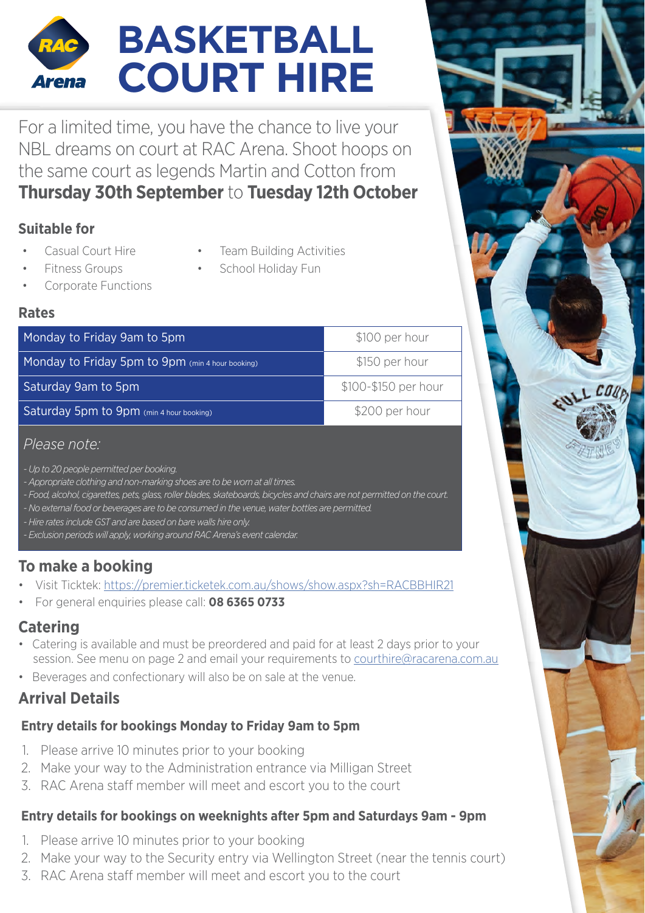# BASKETBALL COURT HIRE

RAC Arena

For a limited time, you have the chance to live your NBL dreams on court at RAC Arena. Shoot hoops on the same court as legends Martin and Cotton from **Thursday 30th September** to **Tuesday 12th October**

## Suitable for

- Casual Court Hire
- Fitness Groups
- Corporate Functions
- Team Building Activities
- School Holiday Fun

## Rates

| | |
|---|---|
| Monday to Friday 9am to 5pm | $100 per hour |
| Monday to Friday 5pm to 9pm (min 4 hour booking) | $150 per hour |
| Saturday 9am to 5pm | $100-$150 per hour |
| Saturday 5pm to 9pm (min 4 hour booking) | $200 per hour |

*Please note:*

*- Up to 20 people permitted per booking.*
*- Appropriate clothing and non-marking shoes are to be worn at all times.*
*- Food, alcohol, cigarettes, pets, glass, roller blades, skateboards, bicycles and chairs are not permitted on the court.*
*- No external food or beverages are to be consumed in the venue, water bottles are permitted.*
*- Hire rates include GST and are based on bare walls hire only.*
*- Exclusion periods will apply, working around RAC Arena's event calendar.*

## To make a booking

- Visit Ticktek: https://premier.ticketek.com.au/shows/show.aspx?sh=RACBBHIR21
- For general enquiries please call: **08 6365 0733**

## Catering

- Catering is available and must be preordered and paid for at least 2 days prior to your session. See menu on page 2 and email your requirements to courthire@racarena.com.au
- Beverages and confectionary will also be on sale at the venue.

## Arrival Details

### Entry details for bookings Monday to Friday 9am to 5pm

1. Please arrive 10 minutes prior to your booking
2. Make your way to the Administration entrance via Milligan Street
3. RAC Arena staff member will meet and escort you to the court

### Entry details for bookings on weeknights after 5pm and Saturdays 9am - 9pm

1. Please arrive 10 minutes prior to your booking
2. Make your way to the Security entry via Wellington Street (near the tennis court)
3. RAC Arena staff member will meet and escort you to the court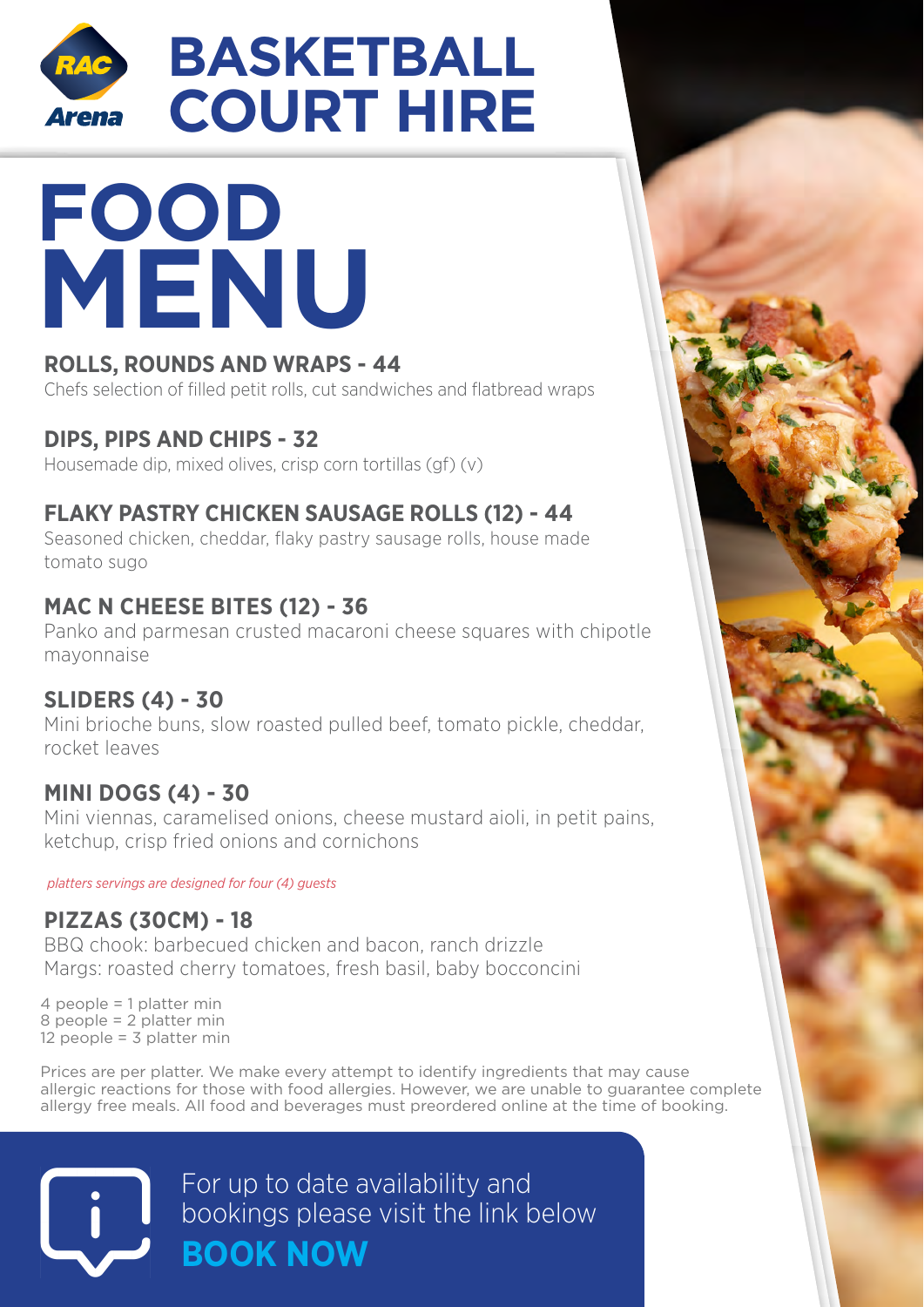RAC Arena

# BASKETBALL COURT HIRE

# FOOD MENU

### ROLLS, ROUNDS AND WRAPS - 44
Chefs selection of filled petit rolls, cut sandwiches and flatbread wraps

### DIPS, PIPS AND CHIPS - 32
Housemade dip, mixed olives, crisp corn tortillas (gf) (v)

### FLAKY PASTRY CHICKEN SAUSAGE ROLLS (12) - 44
Seasoned chicken, cheddar, flaky pastry sausage rolls, house made tomato sugo

### MAC N CHEESE BITES (12) - 36
Panko and parmesan crusted macaroni cheese squares with chipotle mayonnaise

### SLIDERS (4) - 30
Mini brioche buns, slow roasted pulled beef, tomato pickle, cheddar, rocket leaves

### MINI DOGS (4) - 30
Mini viennas, caramelised onions, cheese mustard aioli, in petit pains, ketchup, crisp fried onions and cornichons

*platters servings are designed for four (4) guests*

### PIZZAS (30CM) - 18
BBQ chook: barbecued chicken and bacon, ranch drizzle
Margs: roasted cherry tomatoes, fresh basil, baby bocconcini

4 people = 1 platter min
8 people = 2 platter min
12 people = 3 platter min

Prices are per platter. We make every attempt to identify ingredients that may cause allergic reactions for those with food allergies. However, we are unable to guarantee complete allergy free meals. All food and beverages must preordered online at the time of booking.

For up to date availability and bookings please visit the link below

**BOOK NOW**